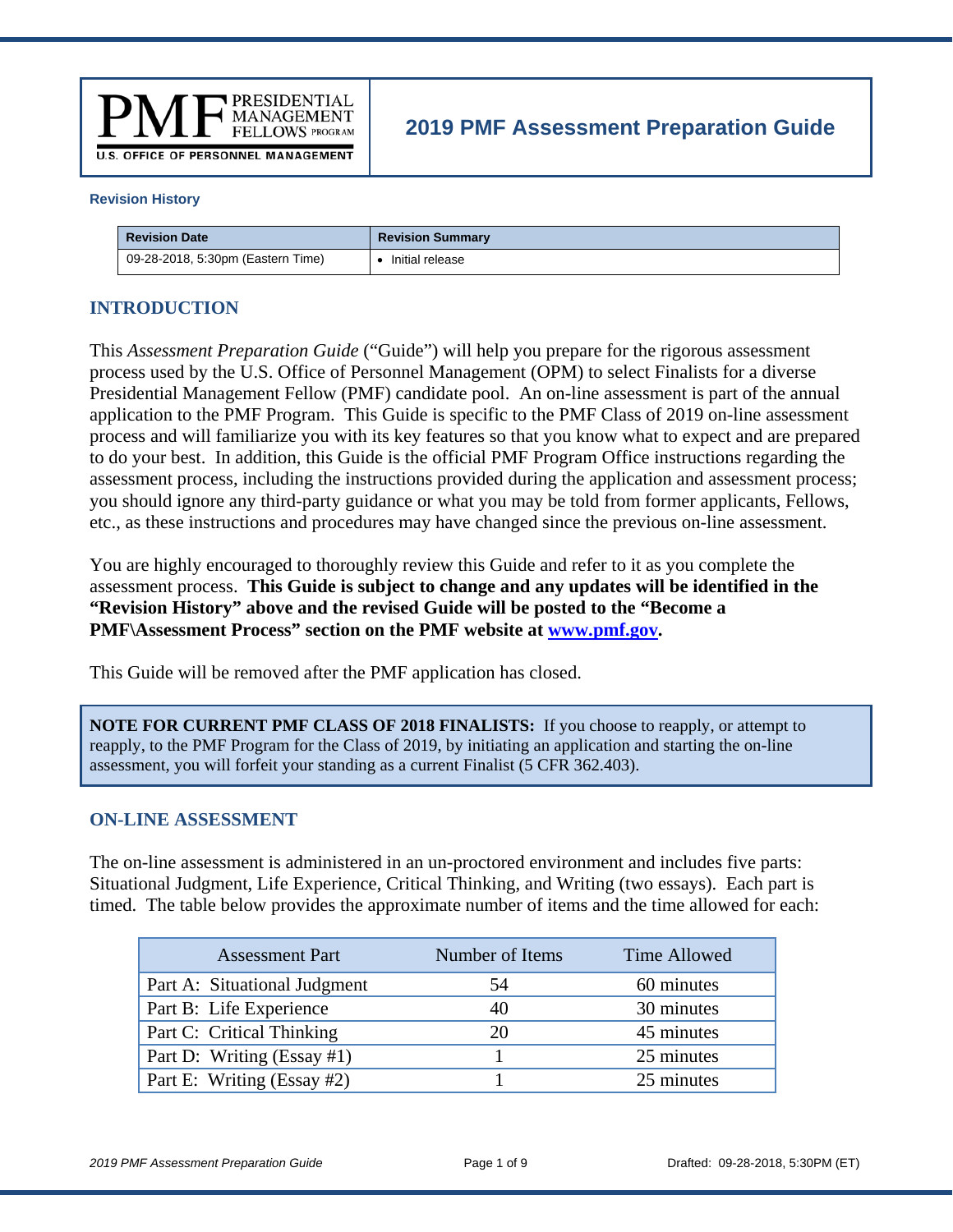PMF PRESIDENTIAL MANAGEMENT FELLOWS PROGRAM
U.S. OFFICE OF PERSONNEL MANAGEMENT

# 2019 PMF Assessment Preparation Guide

**Revision History**

| Revision Date | Revision Summary |
| --- | --- |
| 09-28-2018, 5:30pm (Eastern Time) | • Initial release |

## INTRODUCTION

This *Assessment Preparation Guide* ("Guide") will help you prepare for the rigorous assessment process used by the U.S. Office of Personnel Management (OPM) to select Finalists for a diverse Presidential Management Fellow (PMF) candidate pool. An on-line assessment is part of the annual application to the PMF Program. This Guide is specific to the PMF Class of 2019 on-line assessment process and will familiarize you with its key features so that you know what to expect and are prepared to do your best. In addition, this Guide is the official PMF Program Office instructions regarding the assessment process, including the instructions provided during the application and assessment process; you should ignore any third-party guidance or what you may be told from former applicants, Fellows, etc., as these instructions and procedures may have changed since the previous on-line assessment.

You are highly encouraged to thoroughly review this Guide and refer to it as you complete the assessment process. **This Guide is subject to change and any updates will be identified in the "Revision History" above and the revised Guide will be posted to the "Become a PMF\Assessment Process" section on the PMF website at [www.pmf.gov](www.pmf.gov).**

This Guide will be removed after the PMF application has closed.

> **NOTE FOR CURRENT PMF CLASS OF 2018 FINALISTS:** If you choose to reapply, or attempt to reapply, to the PMF Program for the Class of 2019, by initiating an application and starting the on-line assessment, you will forfeit your standing as a current Finalist (5 CFR 362.403).

## ON-LINE ASSESSMENT

The on-line assessment is administered in an un-proctored environment and includes five parts: Situational Judgment, Life Experience, Critical Thinking, and Writing (two essays). Each part is timed. The table below provides the approximate number of items and the time allowed for each:

| Assessment Part | Number of Items | Time Allowed |
| --- | --- | --- |
| Part A: Situational Judgment | 54 | 60 minutes |
| Part B: Life Experience | 40 | 30 minutes |
| Part C: Critical Thinking | 20 | 45 minutes |
| Part D: Writing (Essay #1) | 1 | 25 minutes |
| Part E: Writing (Essay #2) | 1 | 25 minutes |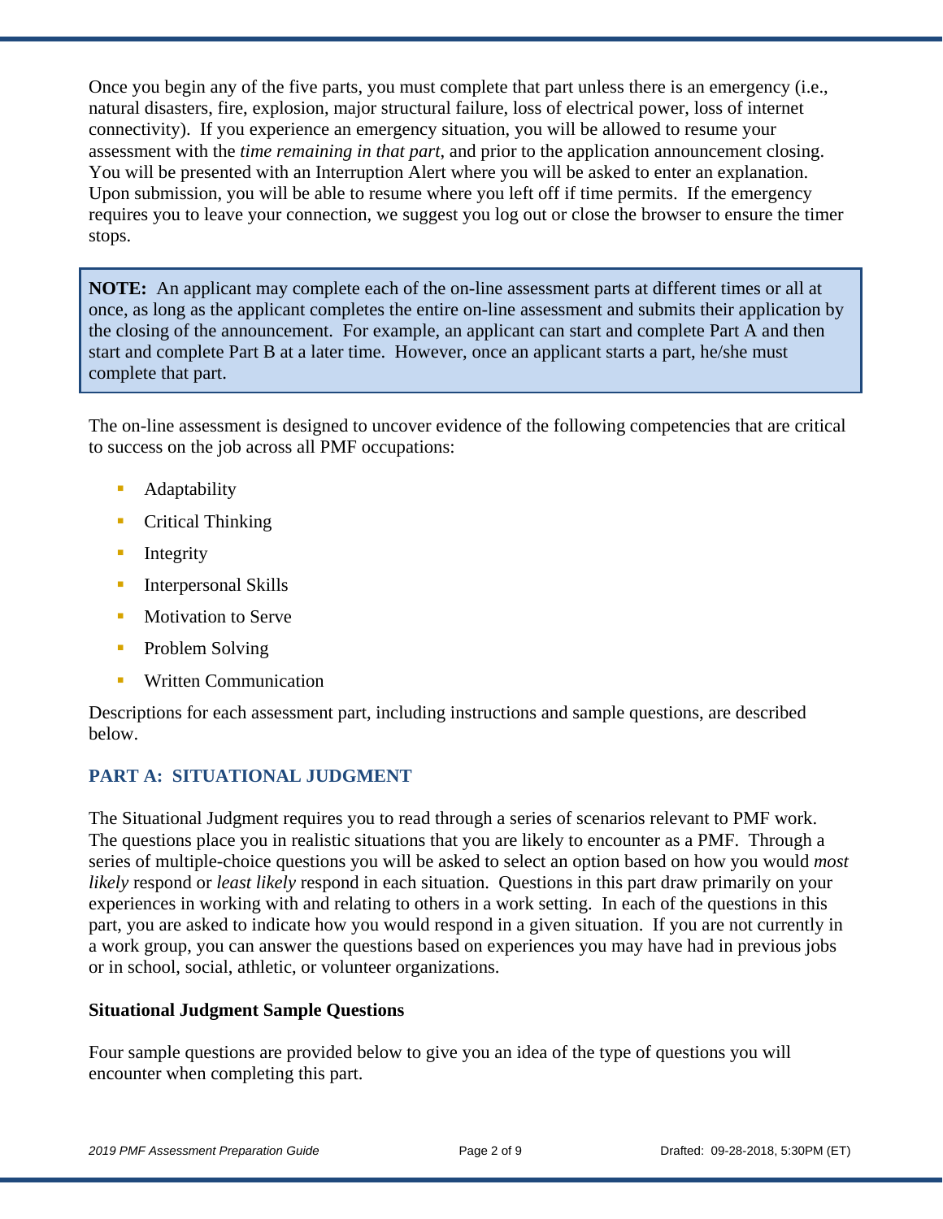Once you begin any of the five parts, you must complete that part unless there is an emergency (i.e., natural disasters, fire, explosion, major structural failure, loss of electrical power, loss of internet connectivity). If you experience an emergency situation, you will be allowed to resume your assessment with the *time remaining in that part*, and prior to the application announcement closing. You will be presented with an Interruption Alert where you will be asked to enter an explanation. Upon submission, you will be able to resume where you left off if time permits. If the emergency requires you to leave your connection, we suggest you log out or close the browser to ensure the timer stops.

> **NOTE:** An applicant may complete each of the on-line assessment parts at different times or all at once, as long as the applicant completes the entire on-line assessment and submits their application by the closing of the announcement. For example, an applicant can start and complete Part A and then start and complete Part B at a later time. However, once an applicant starts a part, he/she must complete that part.

The on-line assessment is designed to uncover evidence of the following competencies that are critical to success on the job across all PMF occupations:

- Adaptability
- Critical Thinking
- Integrity
- Interpersonal Skills
- Motivation to Serve
- Problem Solving
- Written Communication

Descriptions for each assessment part, including instructions and sample questions, are described below.

## PART A: SITUATIONAL JUDGMENT

The Situational Judgment requires you to read through a series of scenarios relevant to PMF work. The questions place you in realistic situations that you are likely to encounter as a PMF. Through a series of multiple-choice questions you will be asked to select an option based on how you would *most likely* respond or *least likely* respond in each situation. Questions in this part draw primarily on your experiences in working with and relating to others in a work setting. In each of the questions in this part, you are asked to indicate how you would respond in a given situation. If you are not currently in a work group, you can answer the questions based on experiences you may have had in previous jobs or in school, social, athletic, or volunteer organizations.

### Situational Judgment Sample Questions

Four sample questions are provided below to give you an idea of the type of questions you will encounter when completing this part.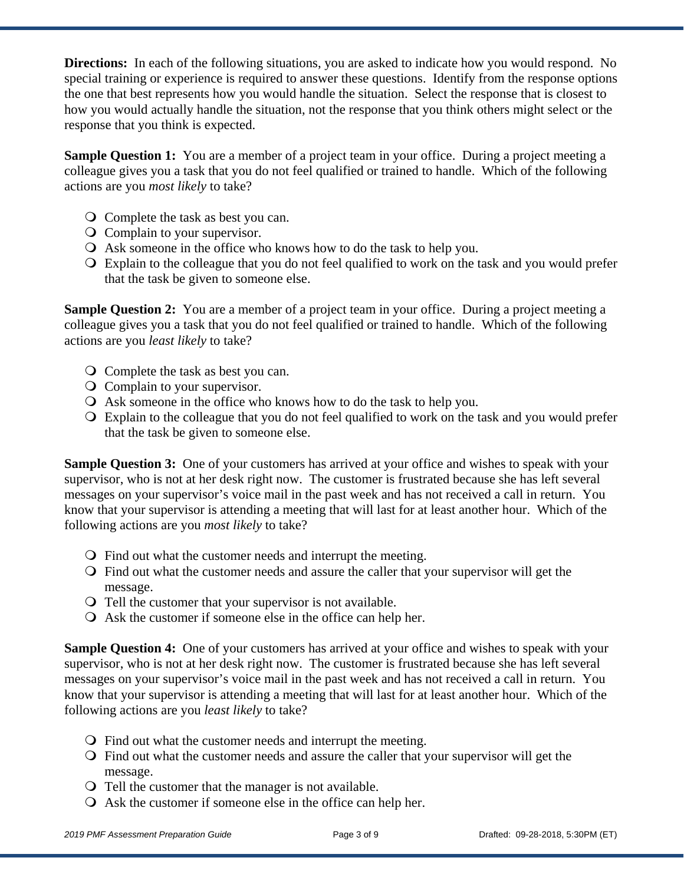**Directions:** In each of the following situations, you are asked to indicate how you would respond. No special training or experience is required to answer these questions. Identify from the response options the one that best represents how you would handle the situation. Select the response that is closest to how you would actually handle the situation, not the response that you think others might select or the response that you think is expected.

**Sample Question 1:** You are a member of a project team in your office. During a project meeting a colleague gives you a task that you do not feel qualified or trained to handle. Which of the following actions are you *most likely* to take?

- Complete the task as best you can.
- Complain to your supervisor.
- Ask someone in the office who knows how to do the task to help you.
- Explain to the colleague that you do not feel qualified to work on the task and you would prefer that the task be given to someone else.

**Sample Question 2:** You are a member of a project team in your office. During a project meeting a colleague gives you a task that you do not feel qualified or trained to handle. Which of the following actions are you *least likely* to take?

- Complete the task as best you can.
- Complain to your supervisor.
- Ask someone in the office who knows how to do the task to help you.
- Explain to the colleague that you do not feel qualified to work on the task and you would prefer that the task be given to someone else.

**Sample Question 3:** One of your customers has arrived at your office and wishes to speak with your supervisor, who is not at her desk right now. The customer is frustrated because she has left several messages on your supervisor's voice mail in the past week and has not received a call in return. You know that your supervisor is attending a meeting that will last for at least another hour. Which of the following actions are you *most likely* to take?

- Find out what the customer needs and interrupt the meeting.
- Find out what the customer needs and assure the caller that your supervisor will get the message.
- Tell the customer that your supervisor is not available.
- Ask the customer if someone else in the office can help her.

**Sample Question 4:** One of your customers has arrived at your office and wishes to speak with your supervisor, who is not at her desk right now. The customer is frustrated because she has left several messages on your supervisor's voice mail in the past week and has not received a call in return. You know that your supervisor is attending a meeting that will last for at least another hour. Which of the following actions are you *least likely* to take?

- Find out what the customer needs and interrupt the meeting.
- Find out what the customer needs and assure the caller that your supervisor will get the message.
- Tell the customer that the manager is not available.
- Ask the customer if someone else in the office can help her.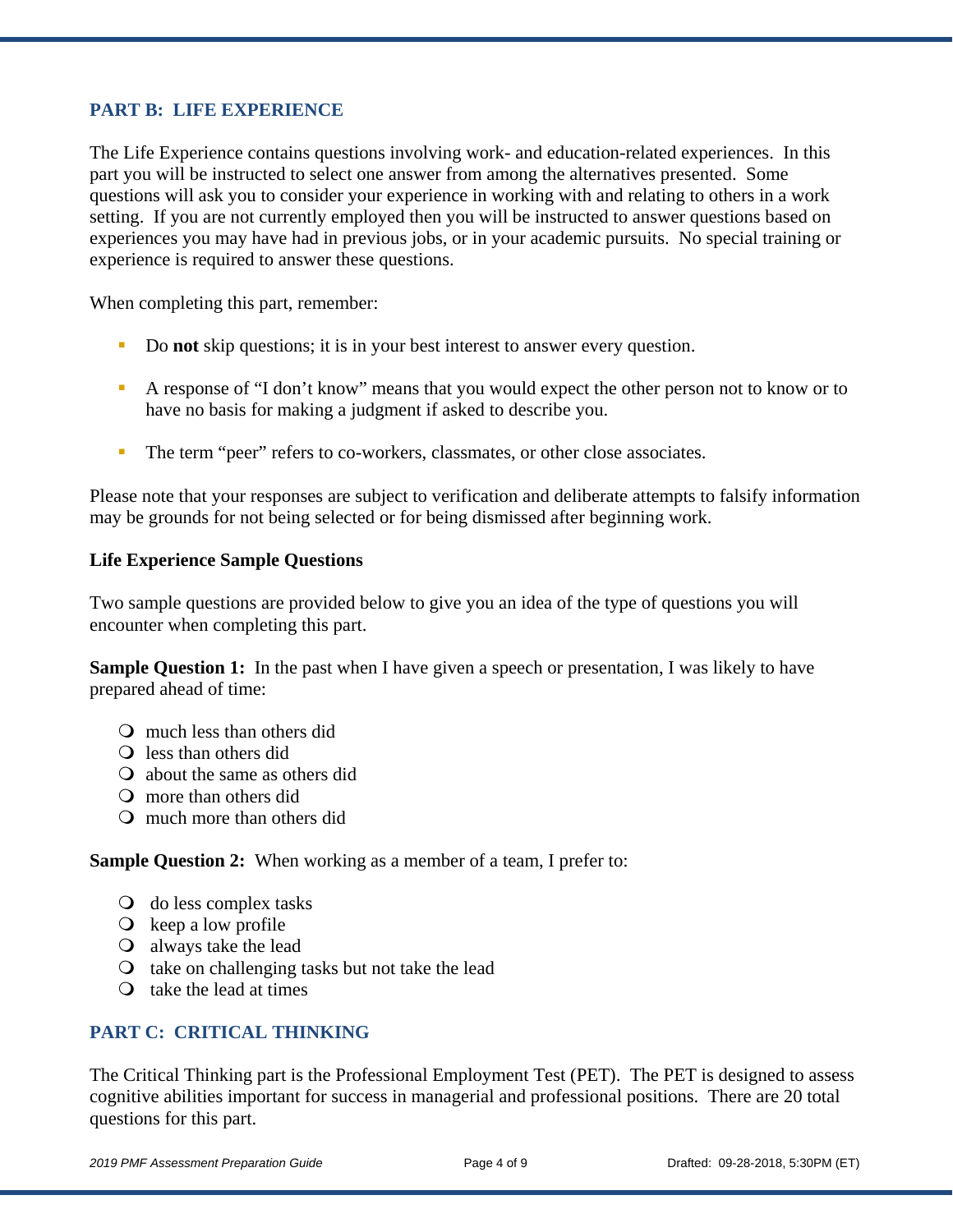## PART B: LIFE EXPERIENCE

The Life Experience contains questions involving work- and education-related experiences. In this part you will be instructed to select one answer from among the alternatives presented. Some questions will ask you to consider your experience in working with and relating to others in a work setting. If you are not currently employed then you will be instructed to answer questions based on experiences you may have had in previous jobs, or in your academic pursuits. No special training or experience is required to answer these questions.

When completing this part, remember:

- Do **not** skip questions; it is in your best interest to answer every question.
- A response of "I don't know" means that you would expect the other person not to know or to have no basis for making a judgment if asked to describe you.
- The term "peer" refers to co-workers, classmates, or other close associates.

Please note that your responses are subject to verification and deliberate attempts to falsify information may be grounds for not being selected or for being dismissed after beginning work.

### Life Experience Sample Questions

Two sample questions are provided below to give you an idea of the type of questions you will encounter when completing this part.

**Sample Question 1:** In the past when I have given a speech or presentation, I was likely to have prepared ahead of time:

- much less than others did
- less than others did
- about the same as others did
- more than others did
- much more than others did

**Sample Question 2:** When working as a member of a team, I prefer to:

- do less complex tasks
- keep a low profile
- always take the lead
- take on challenging tasks but not take the lead
- take the lead at times

## PART C: CRITICAL THINKING

The Critical Thinking part is the Professional Employment Test (PET). The PET is designed to assess cognitive abilities important for success in managerial and professional positions. There are 20 total questions for this part.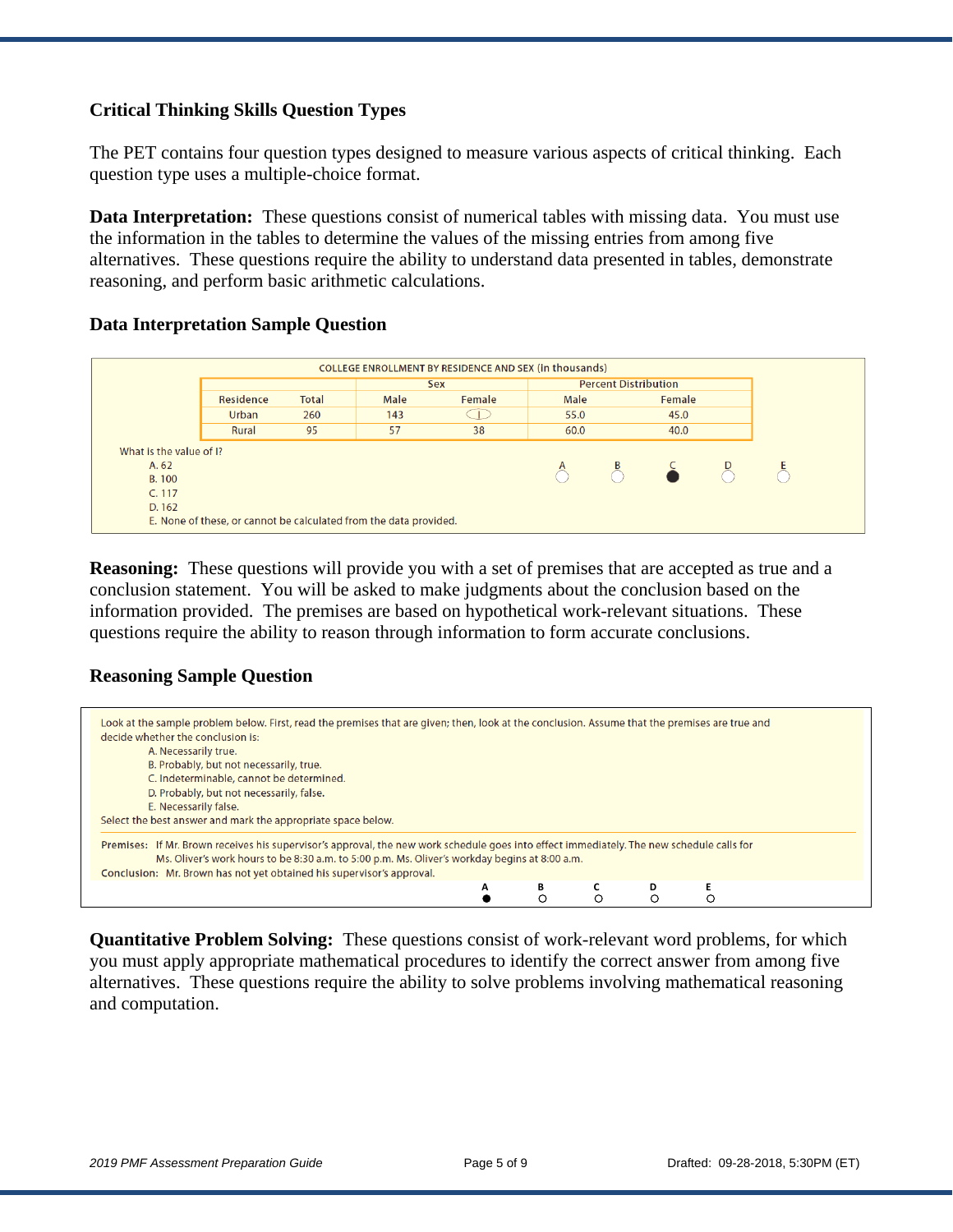### Critical Thinking Skills Question Types

The PET contains four question types designed to measure various aspects of critical thinking. Each question type uses a multiple-choice format.

**Data Interpretation:** These questions consist of numerical tables with missing data. You must use the information in the tables to determine the values of the missing entries from among five alternatives. These questions require the ability to understand data presented in tables, demonstrate reasoning, and perform basic arithmetic calculations.

### Data Interpretation Sample Question

COLLEGE ENROLLMENT BY RESIDENCE AND SEX (in thousands)

| | | Sex | | Percent Distribution | |
|---|---|---|---|---|---|
| Residence | Total | Male | Female | Male | Female |
| Urban | 260 | 143 | I | 55.0 | 45.0 |
| Rural | 95 | 57 | 38 | 60.0 | 40.0 |

What is the value of I?

A. 62
B. 100
C. 117
D. 162
E. None of these, or cannot be calculated from the data provided.

Answer marked: C

**Reasoning:** These questions will provide you with a set of premises that are accepted as true and a conclusion statement. You will be asked to make judgments about the conclusion based on the information provided. The premises are based on hypothetical work-relevant situations. These questions require the ability to reason through information to form accurate conclusions.

### Reasoning Sample Question

Look at the sample problem below. First, read the premises that are given; then, look at the conclusion. Assume that the premises are true and decide whether the conclusion is:

A. Necessarily true.
B. Probably, but not necessarily, true.
C. Indeterminable, cannot be determined.
D. Probably, but not necessarily, false.
E. Necessarily false.

Select the best answer and mark the appropriate space below.

Premises: If Mr. Brown receives his supervisor's approval, the new work schedule goes into effect immediately. The new schedule calls for Ms. Oliver's work hours to be 8:30 a.m. to 5:00 p.m. Ms. Oliver's workday begins at 8:00 a.m.

Conclusion: Mr. Brown has not yet obtained his supervisor's approval.

Answer marked: A

**Quantitative Problem Solving:** These questions consist of work-relevant word problems, for which you must apply appropriate mathematical procedures to identify the correct answer from among five alternatives. These questions require the ability to solve problems involving mathematical reasoning and computation.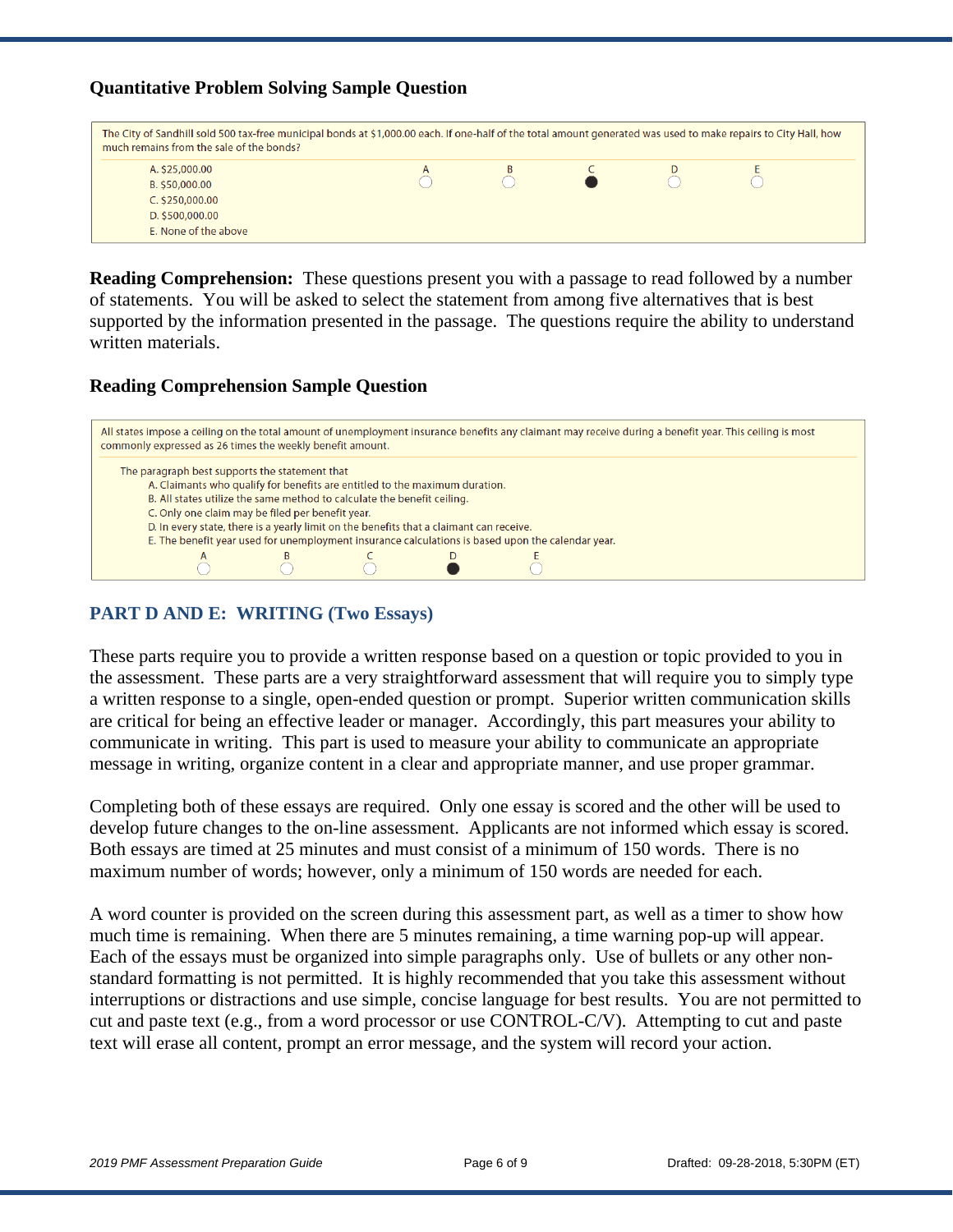### Quantitative Problem Solving Sample Question

The City of Sandhill sold 500 tax-free municipal bonds at $1,000.00 each. If one-half of the total amount generated was used to make repairs to City Hall, how much remains from the sale of the bonds?

A. $25,000.00
B. $50,000.00
C. $250,000.00
D. $500,000.00
E. None of the above

| A | B | C | D | E |
|---|---|---|---|---|
| ○ | ○ | ● | ○ | ○ |

**Reading Comprehension:** These questions present you with a passage to read followed by a number of statements. You will be asked to select the statement from among five alternatives that is best supported by the information presented in the passage. The questions require the ability to understand written materials.

### Reading Comprehension Sample Question

All states impose a ceiling on the total amount of unemployment insurance benefits any claimant may receive during a benefit year. This ceiling is most commonly expressed as 26 times the weekly benefit amount.

The paragraph best supports the statement that

A. Claimants who qualify for benefits are entitled to the maximum duration.
B. All states utilize the same method to calculate the benefit ceiling.
C. Only one claim may be filed per benefit year.
D. In every state, there is a yearly limit on the benefits that a claimant can receive.
E. The benefit year used for unemployment insurance calculations is based upon the calendar year.

| A | B | C | D | E |
|---|---|---|---|---|
| ○ | ○ | ○ | ● | ○ |

## PART D AND E: WRITING (Two Essays)

These parts require you to provide a written response based on a question or topic provided to you in the assessment. These parts are a very straightforward assessment that will require you to simply type a written response to a single, open-ended question or prompt. Superior written communication skills are critical for being an effective leader or manager. Accordingly, this part measures your ability to communicate in writing. This part is used to measure your ability to communicate an appropriate message in writing, organize content in a clear and appropriate manner, and use proper grammar.

Completing both of these essays are required. Only one essay is scored and the other will be used to develop future changes to the on-line assessment. Applicants are not informed which essay is scored. Both essays are timed at 25 minutes and must consist of a minimum of 150 words. There is no maximum number of words; however, only a minimum of 150 words are needed for each.

A word counter is provided on the screen during this assessment part, as well as a timer to show how much time is remaining. When there are 5 minutes remaining, a time warning pop-up will appear. Each of the essays must be organized into simple paragraphs only. Use of bullets or any other non-standard formatting is not permitted. It is highly recommended that you take this assessment without interruptions or distractions and use simple, concise language for best results. You are not permitted to cut and paste text (e.g., from a word processor or use CONTROL-C/V). Attempting to cut and paste text will erase all content, prompt an error message, and the system will record your action.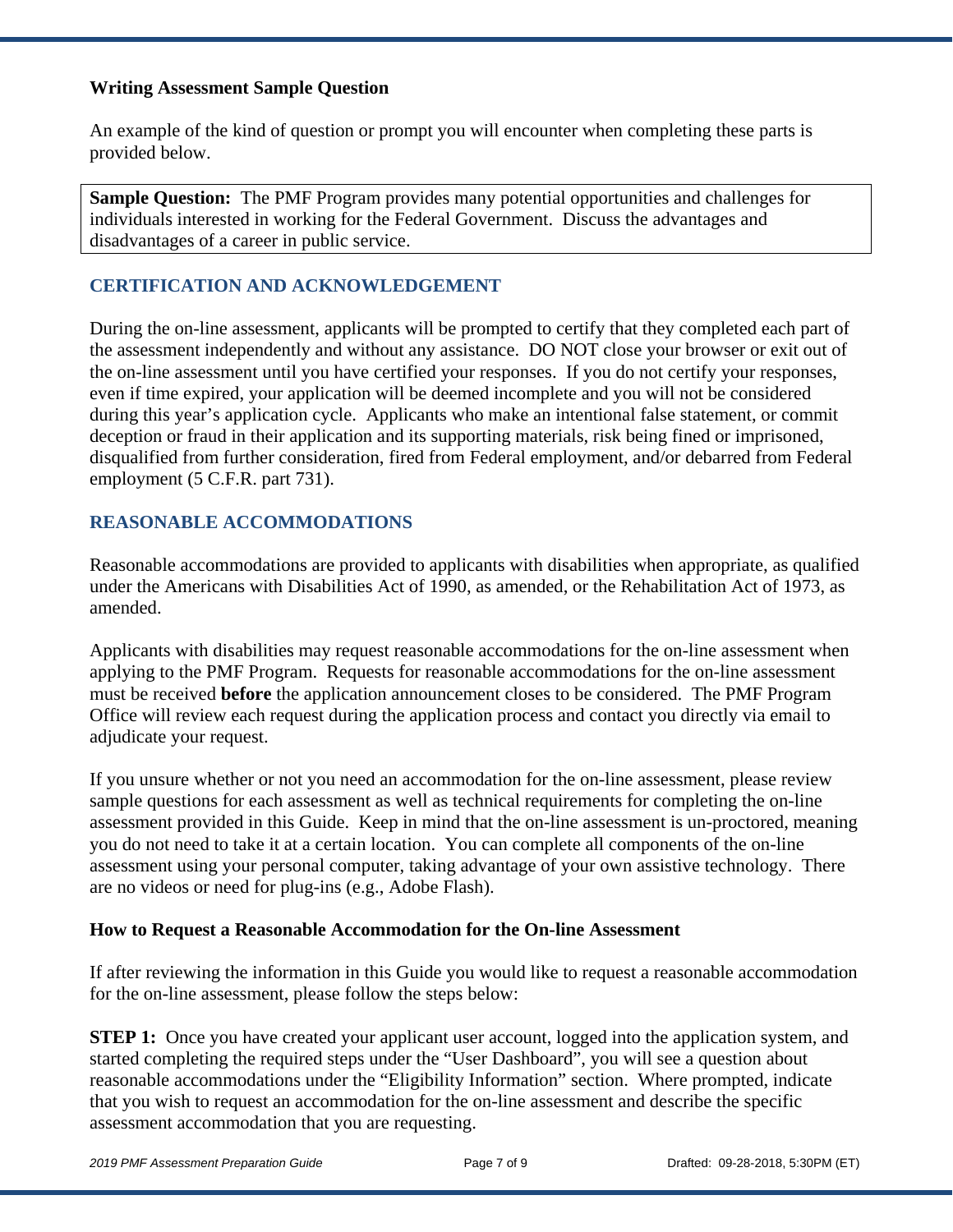### Writing Assessment Sample Question

An example of the kind of question or prompt you will encounter when completing these parts is provided below.

> **Sample Question:** The PMF Program provides many potential opportunities and challenges for individuals interested in working for the Federal Government. Discuss the advantages and disadvantages of a career in public service.

## CERTIFICATION AND ACKNOWLEDGEMENT

During the on-line assessment, applicants will be prompted to certify that they completed each part of the assessment independently and without any assistance. DO NOT close your browser or exit out of the on-line assessment until you have certified your responses. If you do not certify your responses, even if time expired, your application will be deemed incomplete and you will not be considered during this year's application cycle. Applicants who make an intentional false statement, or commit deception or fraud in their application and its supporting materials, risk being fined or imprisoned, disqualified from further consideration, fired from Federal employment, and/or debarred from Federal employment (5 C.F.R. part 731).

## REASONABLE ACCOMMODATIONS

Reasonable accommodations are provided to applicants with disabilities when appropriate, as qualified under the Americans with Disabilities Act of 1990, as amended, or the Rehabilitation Act of 1973, as amended.

Applicants with disabilities may request reasonable accommodations for the on-line assessment when applying to the PMF Program. Requests for reasonable accommodations for the on-line assessment must be received **before** the application announcement closes to be considered. The PMF Program Office will review each request during the application process and contact you directly via email to adjudicate your request.

If you unsure whether or not you need an accommodation for the on-line assessment, please review sample questions for each assessment as well as technical requirements for completing the on-line assessment provided in this Guide. Keep in mind that the on-line assessment is un-proctored, meaning you do not need to take it at a certain location. You can complete all components of the on-line assessment using your personal computer, taking advantage of your own assistive technology. There are no videos or need for plug-ins (e.g., Adobe Flash).

### How to Request a Reasonable Accommodation for the On-line Assessment

If after reviewing the information in this Guide you would like to request a reasonable accommodation for the on-line assessment, please follow the steps below:

**STEP 1:** Once you have created your applicant user account, logged into the application system, and started completing the required steps under the "User Dashboard", you will see a question about reasonable accommodations under the "Eligibility Information" section. Where prompted, indicate that you wish to request an accommodation for the on-line assessment and describe the specific assessment accommodation that you are requesting.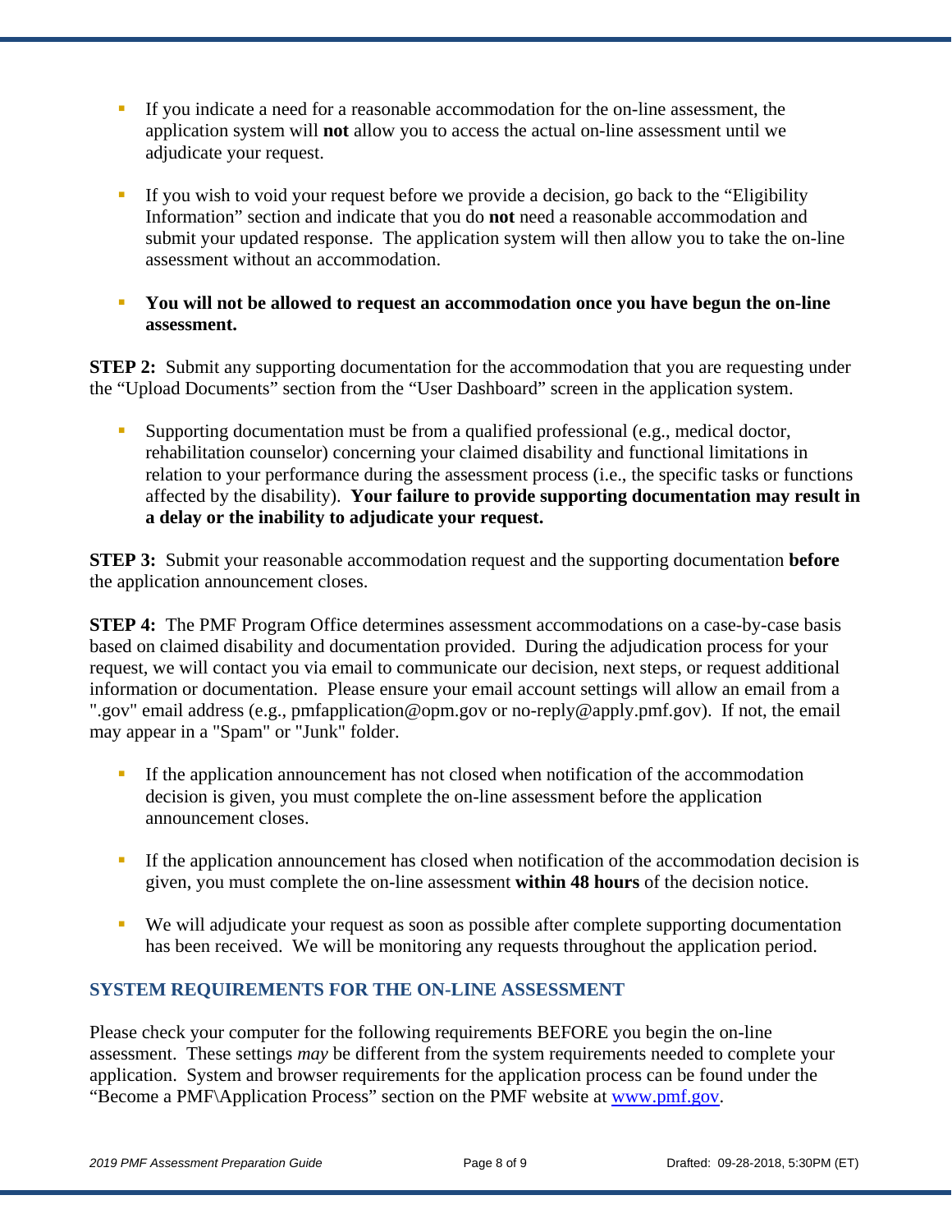- If you indicate a need for a reasonable accommodation for the on-line assessment, the application system will **not** allow you to access the actual on-line assessment until we adjudicate your request.

- If you wish to void your request before we provide a decision, go back to the "Eligibility Information" section and indicate that you do **not** need a reasonable accommodation and submit your updated response. The application system will then allow you to take the on-line assessment without an accommodation.

- **You will not be allowed to request an accommodation once you have begun the on-line assessment.**

**STEP 2:** Submit any supporting documentation for the accommodation that you are requesting under the "Upload Documents" section from the "User Dashboard" screen in the application system.

- Supporting documentation must be from a qualified professional (e.g., medical doctor, rehabilitation counselor) concerning your claimed disability and functional limitations in relation to your performance during the assessment process (i.e., the specific tasks or functions affected by the disability). **Your failure to provide supporting documentation may result in a delay or the inability to adjudicate your request.**

**STEP 3:** Submit your reasonable accommodation request and the supporting documentation **before** the application announcement closes.

**STEP 4:** The PMF Program Office determines assessment accommodations on a case-by-case basis based on claimed disability and documentation provided. During the adjudication process for your request, we will contact you via email to communicate our decision, next steps, or request additional information or documentation. Please ensure your email account settings will allow an email from a ".gov" email address (e.g., pmfapplication@opm.gov or no-reply@apply.pmf.gov). If not, the email may appear in a "Spam" or "Junk" folder.

- If the application announcement has not closed when notification of the accommodation decision is given, you must complete the on-line assessment before the application announcement closes.

- If the application announcement has closed when notification of the accommodation decision is given, you must complete the on-line assessment **within 48 hours** of the decision notice.

- We will adjudicate your request as soon as possible after complete supporting documentation has been received. We will be monitoring any requests throughout the application period.

## SYSTEM REQUIREMENTS FOR THE ON-LINE ASSESSMENT

Please check your computer for the following requirements BEFORE you begin the on-line assessment. These settings *may* be different from the system requirements needed to complete your application. System and browser requirements for the application process can be found under the "Become a PMF\Application Process" section on the PMF website at [www.pmf.gov](www.pmf.gov).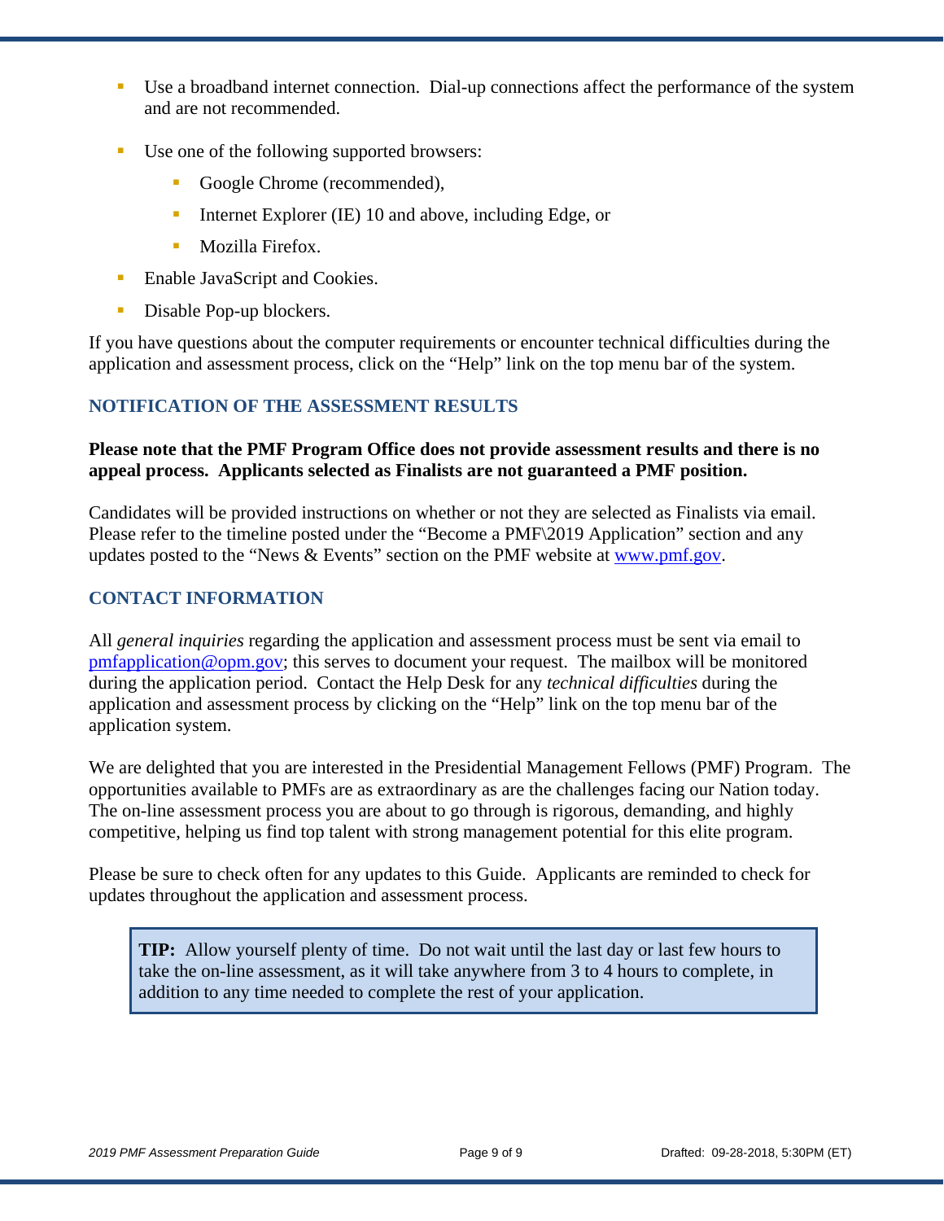- Use a broadband internet connection. Dial-up connections affect the performance of the system and are not recommended.
- Use one of the following supported browsers:
  - Google Chrome (recommended),
  - Internet Explorer (IE) 10 and above, including Edge, or
  - Mozilla Firefox.
- Enable JavaScript and Cookies.
- Disable Pop-up blockers.

If you have questions about the computer requirements or encounter technical difficulties during the application and assessment process, click on the "Help" link on the top menu bar of the system.

### NOTIFICATION OF THE ASSESSMENT RESULTS

**Please note that the PMF Program Office does not provide assessment results and there is no appeal process. Applicants selected as Finalists are not guaranteed a PMF position.**

Candidates will be provided instructions on whether or not they are selected as Finalists via email. Please refer to the timeline posted under the "Become a PMF\2019 Application" section and any updates posted to the "News & Events" section on the PMF website at [www.pmf.gov](www.pmf.gov).

### CONTACT INFORMATION

All *general inquiries* regarding the application and assessment process must be sent via email to [pmfapplication@opm.gov](mailto:pmfapplication@opm.gov); this serves to document your request. The mailbox will be monitored during the application period. Contact the Help Desk for any *technical difficulties* during the application and assessment process by clicking on the "Help" link on the top menu bar of the application system.

We are delighted that you are interested in the Presidential Management Fellows (PMF) Program. The opportunities available to PMFs are as extraordinary as are the challenges facing our Nation today. The on-line assessment process you are about to go through is rigorous, demanding, and highly competitive, helping us find top talent with strong management potential for this elite program.

Please be sure to check often for any updates to this Guide. Applicants are reminded to check for updates throughout the application and assessment process.

> **TIP:** Allow yourself plenty of time. Do not wait until the last day or last few hours to take the on-line assessment, as it will take anywhere from 3 to 4 hours to complete, in addition to any time needed to complete the rest of your application.